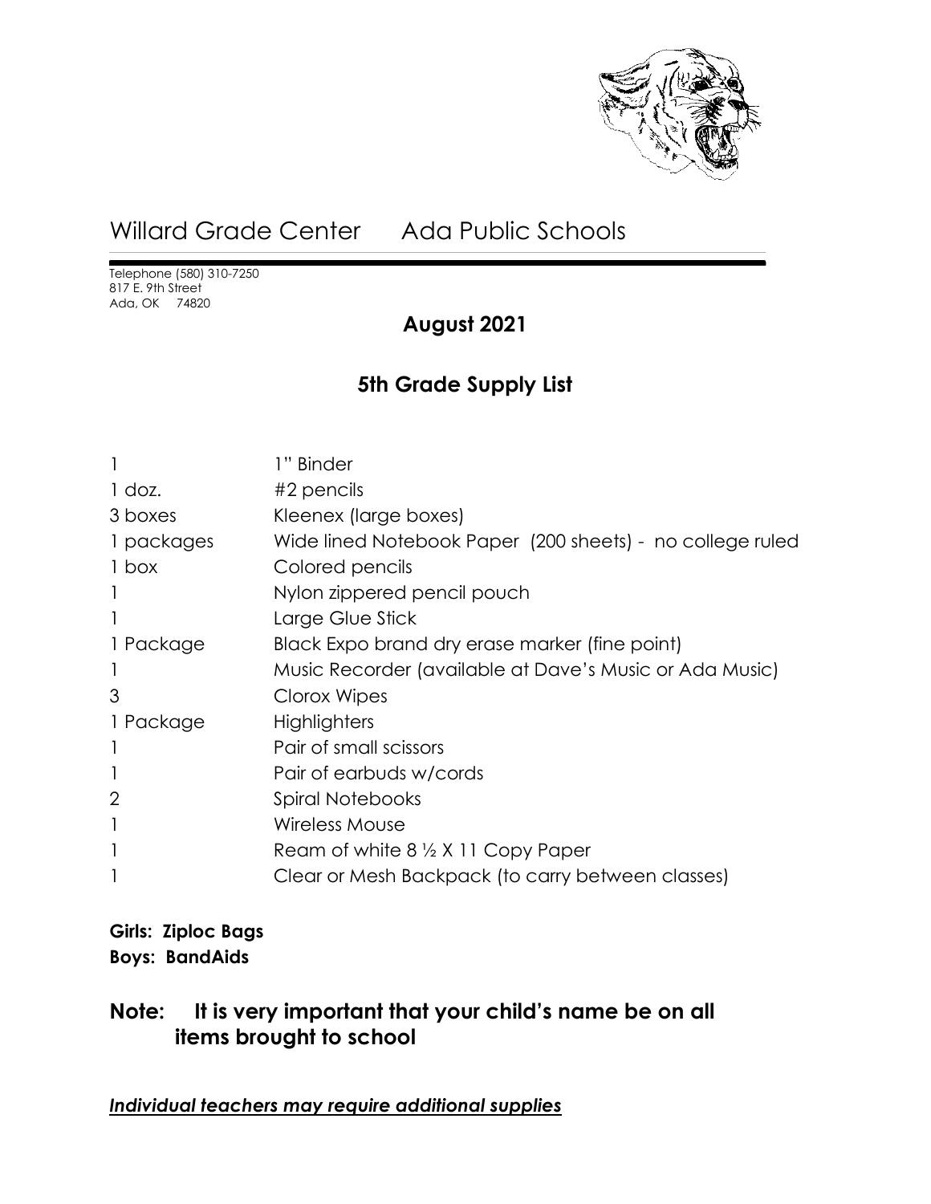# Willard Grade Center Ada Public Schools

Telephone (580) 310-7250
817 E. 9th Street
Ada, OK 74820

## August 2021

## 5th Grade Supply List

| | |
|---|---|
| 1 | 1" Binder |
| 1 doz. | #2 pencils |
| 3 boxes | Kleenex (large boxes) |
| 1 packages | Wide lined Notebook Paper (200 sheets) - no college ruled |
| 1 box | Colored pencils |
| 1 | Nylon zippered pencil pouch |
| 1 | Large Glue Stick |
| 1 Package | Black Expo brand dry erase marker (fine point) |
| 1 | Music Recorder (available at Dave's Music or Ada Music) |
| 3 | Clorox Wipes |
| 1 Package | Highlighters |
| 1 | Pair of small scissors |
| 1 | Pair of earbuds w/cords |
| 2 | Spiral Notebooks |
| 1 | Wireless Mouse |
| 1 | Ream of white 8 ½ X 11 Copy Paper |
| 1 | Clear or Mesh Backpack (to carry between classes) |

**Girls: Ziploc Bags**
**Boys: BandAids**

### Note: It is very important that your child's name be on all items brought to school

***Individual teachers may require additional supplies***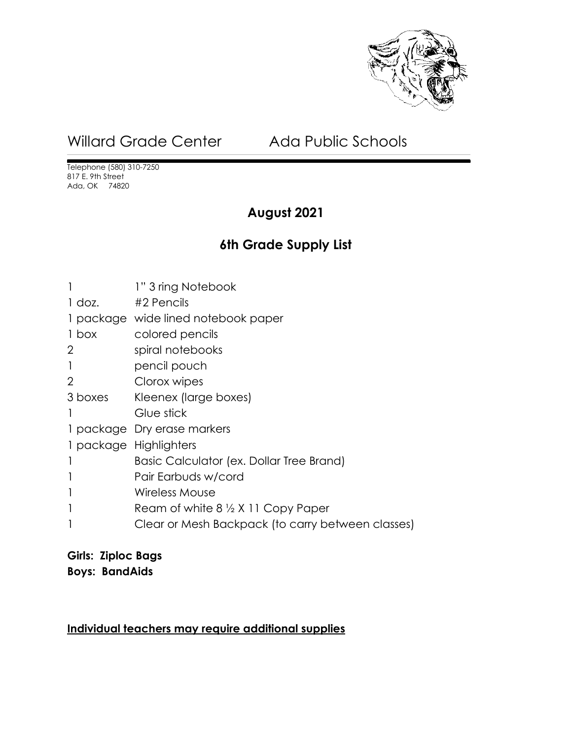Willard Grade Center Ada Public Schools

Telephone (580) 310-7250
817 E. 9th Street
Ada, OK 74820

## August 2021

## 6th Grade Supply List

| | |
|---|---|
| 1 | 1" 3 ring Notebook |
| 1 doz. | #2 Pencils |
| 1 package | wide lined notebook paper |
| 1 box | colored pencils |
| 2 | spiral notebooks |
| 1 | pencil pouch |
| 2 | Clorox wipes |
| 3 boxes | Kleenex (large boxes) |
| 1 | Glue stick |
| 1 package | Dry erase markers |
| 1 package | Highlighters |
| 1 | Basic Calculator (ex. Dollar Tree Brand) |
| 1 | Pair Earbuds w/cord |
| 1 | Wireless Mouse |
| 1 | Ream of white 8 ½ X 11 Copy Paper |
| 1 | Clear or Mesh Backpack (to carry between classes) |

**Girls: Ziploc Bags**
**Boys: BandAids**

**Individual teachers may require additional supplies**